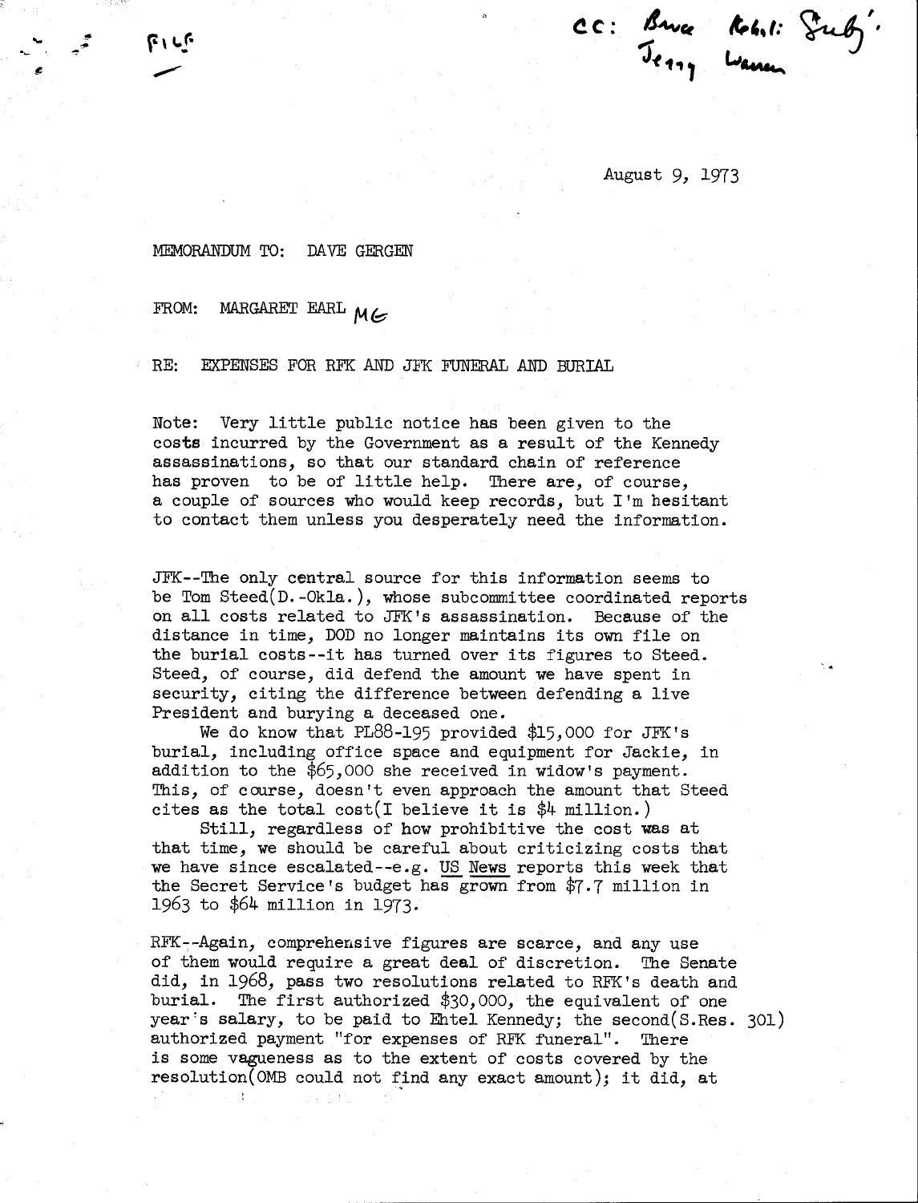FILE

CC: Bruce Kehrli: Subj.
Jerry Warren

August 9, 1973

MEMORANDUM TO: DAVE GERGEN

FROM: MARGARET EARL MG

RE: EXPENSES FOR RFK AND JFK FUNERAL AND BURIAL

Note: Very little public notice has been given to the costs incurred by the Government as a result of the Kennedy assassinations, so that our standard chain of reference has proven to be of little help. There are, of course, a couple of sources who would keep records, but I'm hesitant to contact them unless you desperately need the information.

JFK--The only central source for this information seems to be Tom Steed(D.-Okla.), whose subcommittee coordinated reports on all costs related to JFK's assassination. Because of the distance in time, DOD no longer maintains its own file on the burial costs--it has turned over its figures to Steed. Steed, of course, did defend the amount we have spent in security, citing the difference between defending a live President and burying a deceased one.

We do know that PL88-195 provided $15,000 for JFK's burial, including office space and equipment for Jackie, in addition to the $65,000 she received in widow's payment. This, of course, doesn't even approach the amount that Steed cites as the total cost(I believe it is $4 million.)

Still, regardless of how prohibitive the cost was at that time, we should be careful about criticizing costs that we have since escalated--e.g. US News reports this week that the Secret Service's budget has grown from $7.7 million in 1963 to $64 million in 1973.

RFK--Again, comprehensive figures are scarce, and any use of them would require a great deal of discretion. The Senate did, in 1968, pass two resolutions related to RFK's death and burial. The first authorized $30,000, the equivalent of one year's salary, to be paid to Ehtel Kennedy; the second(S.Res. 301) authorized payment "for expenses of RFK funeral". There is some vagueness as to the extent of costs covered by the resolution(OMB could not find any exact amount); it did, at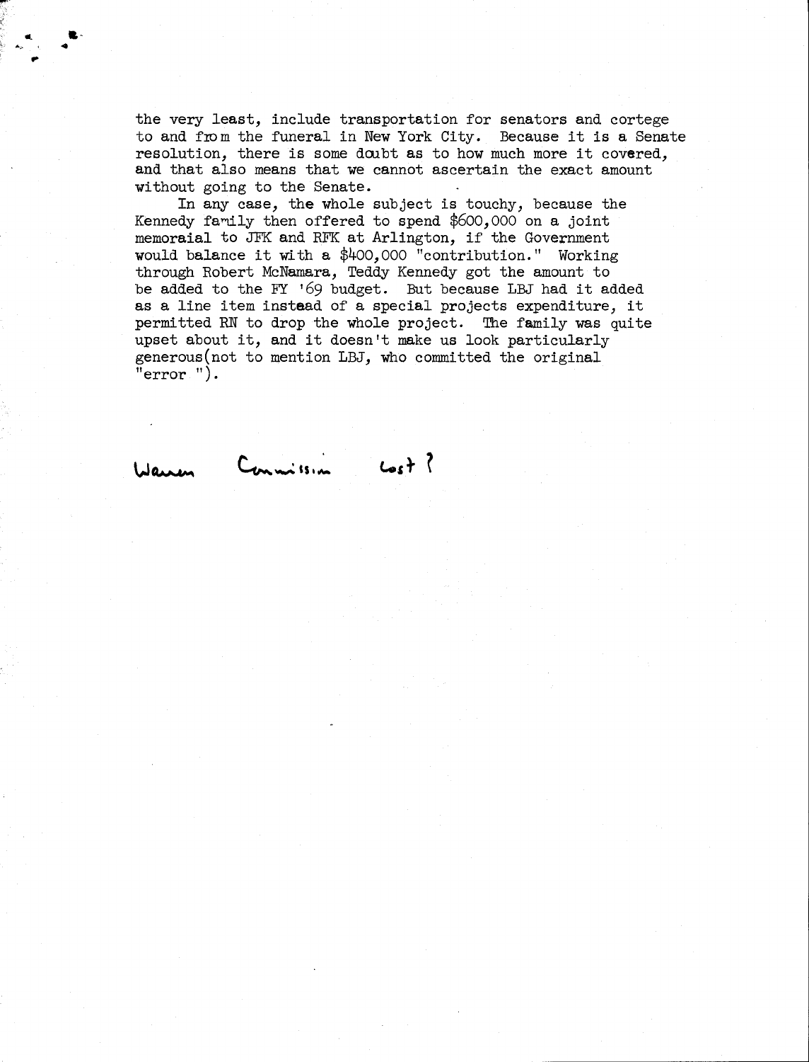the very least, include transportation for senators and cortege to and from the funeral in New York City. Because it is a Senate resolution, there is some doubt as to how much more it covered, and that also means that we cannot ascertain the exact amount without going to the Senate.

In any case, the whole subject is touchy, because the Kennedy family then offered to spend $600,000 on a joint memoraial to JFK and RFK at Arlington, if the Government would balance it with a $400,000 "contribution." Working through Robert McNamara, Teddy Kennedy got the amount to be added to the FY '69 budget. But because LBJ had it added as a line item instead of a special projects expenditure, it permitted RN to drop the whole project. The family was quite upset about it, and it doesn't make us look particularly generous (not to mention LBJ, who committed the original "error ").

Warren Commission cost?